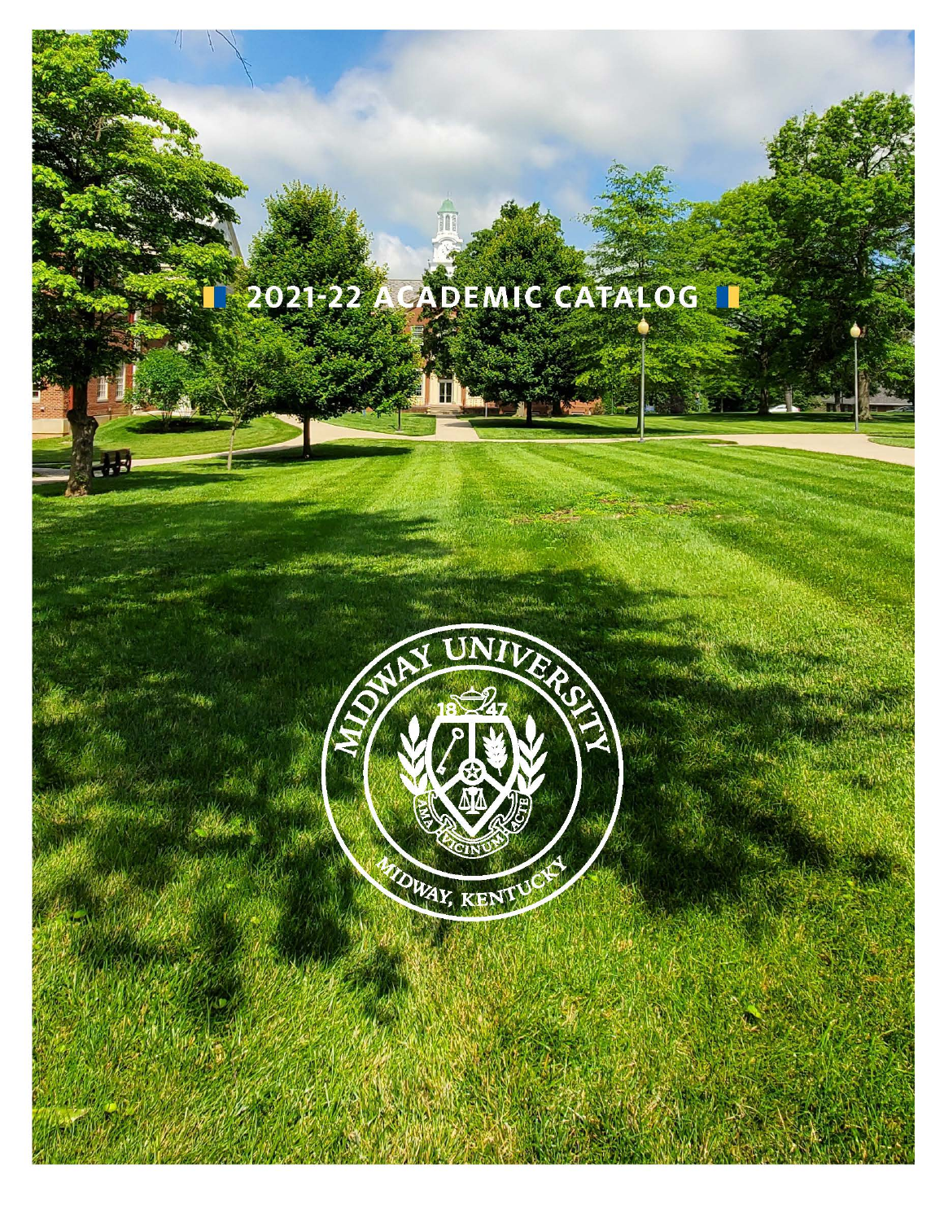# 2021-22 ACADEMIC CATALOG

MIDWAY UNIVERSITY

1847

AMA VICINUM ACTE

MIDWAY, KENTUCKY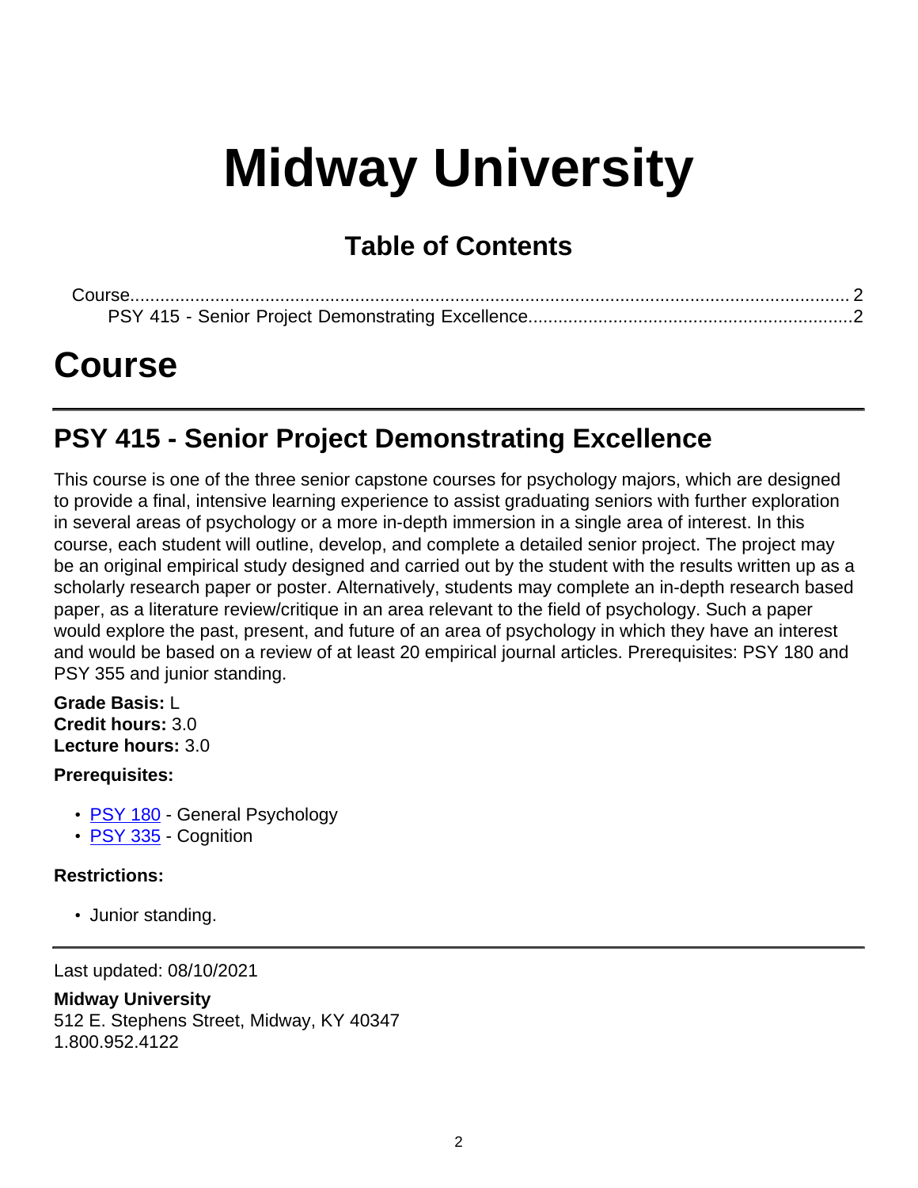# Midway University

## Table of Contents

Course........................................................................................................................................ 2
PSY 415 - Senior Project Demonstrating Excellence.................................................................2

# Course

## PSY 415 - Senior Project Demonstrating Excellence

This course is one of the three senior capstone courses for psychology majors, which are designed to provide a final, intensive learning experience to assist graduating seniors with further exploration in several areas of psychology or a more in-depth immersion in a single area of interest. In this course, each student will outline, develop, and complete a detailed senior project. The project may be an original empirical study designed and carried out by the student with the results written up as a scholarly research paper or poster. Alternatively, students may complete an in-depth research based paper, as a literature review/critique in an area relevant to the field of psychology. Such a paper would explore the past, present, and future of an area of psychology in which they have an interest and would be based on a review of at least 20 empirical journal articles. Prerequisites: PSY 180 and PSY 355 and junior standing.

**Grade Basis:** L
**Credit hours:** 3.0
**Lecture hours:** 3.0

**Prerequisites:**

- PSY 180 - General Psychology
- PSY 335 - Cognition

**Restrictions:**

- Junior standing.

---

Last updated: 08/10/2021

**Midway University**
512 E. Stephens Street, Midway, KY 40347
1.800.952.4122